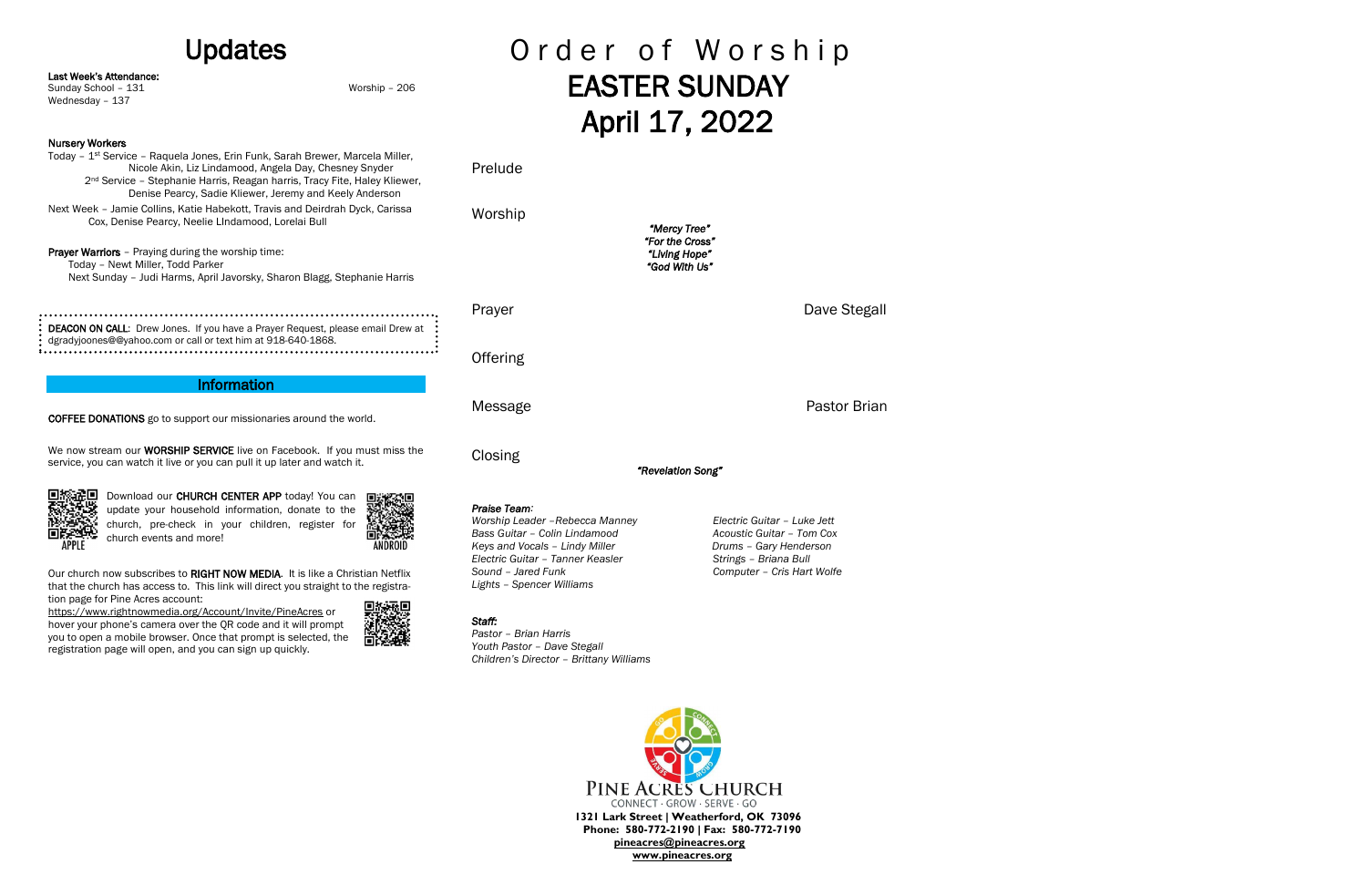# Updates

**Last Week's Attendance:**
Sunday School – 131 Worship – 206
Wednesday – 137

**Nursery Workers**
Today – 1st Service – Raquela Jones, Erin Funk, Sarah Brewer, Marcela Miller, Nicole Akin, Liz Lindamood, Angela Day, Chesney Snyder
2nd Service – Stephanie Harris, Reagan harris, Tracy Fite, Haley Kliewer, Denise Pearcy, Sadie Kliewer, Jeremy and Keely Anderson
Next Week – Jamie Collins, Katie Habekott, Travis and Deirdrah Dyck, Carissa Cox, Denise Pearcy, Neelie LIndamood, Lorelai Bull

**Prayer Warriors** – Praying during the worship time:
Today – Newt Miller, Todd Parker
Next Sunday – Judi Harms, April Javorsky, Sharon Blagg, Stephanie Harris

**DEACON ON CALL**: Drew Jones. If you have a Prayer Request, please email Drew at dgradyjoones@@yahoo.com or call or text him at 918-640-1868.

## Information

**COFFEE DONATIONS** go to support our missionaries around the world.

We now stream our **WORSHIP SERVICE** live on Facebook. If you must miss the service, you can watch it live or you can pull it up later and watch it.

APPLE

Download our **CHURCH CENTER APP** today! You can update your household information, donate to the church, pre-check in your children, register for church events and more!

ANDROID

Our church now subscribes to **RIGHT NOW MEDIA**. It is like a Christian Netflix that the church has access to. This link will direct you straight to the registration page for Pine Acres account:
https://www.rightnowmedia.org/Account/Invite/PineAcres or hover your phone's camera over the QR code and it will prompt you to open a mobile browser. Once that prompt is selected, the registration page will open, and you can sign up quickly.

# Order of Worship
# EASTER SUNDAY
# April 17, 2022

Prelude

Worship

*"Mercy Tree"*
*"For the Cross"*
*"Living Hope"*
*"God With Us"*

Prayer — Dave Stegall

Offering

Message — Pastor Brian

Closing

*"Revelation Song"*

***Praise Team:***
*Worship Leader –Rebecca Manney*
*Bass Guitar – Colin Lindamood*
*Keys and Vocals – Lindy Miller*
*Electric Guitar – Tanner Keasler*
*Sound – Jared Funk*
*Lights – Spencer Williams*
*Electric Guitar – Luke Jett*
*Acoustic Guitar – Tom Cox*
*Drums – Gary Henderson*
*Strings – Briana Bull*
*Computer – Cris Hart Wolfe*

***Staff:***
*Pastor – Brian Harris*
*Youth Pastor – Dave Stegall*
*Children's Director – Brittany Williams*

PINE ACRES CHURCH
CONNECT · GROW · SERVE · GO
**1321 Lark Street | Weatherford, OK 73096**
**Phone: 580-772-2190 | Fax: 580-772-7190**
**pineacres@pineacres.org**
**www.pineacres.org**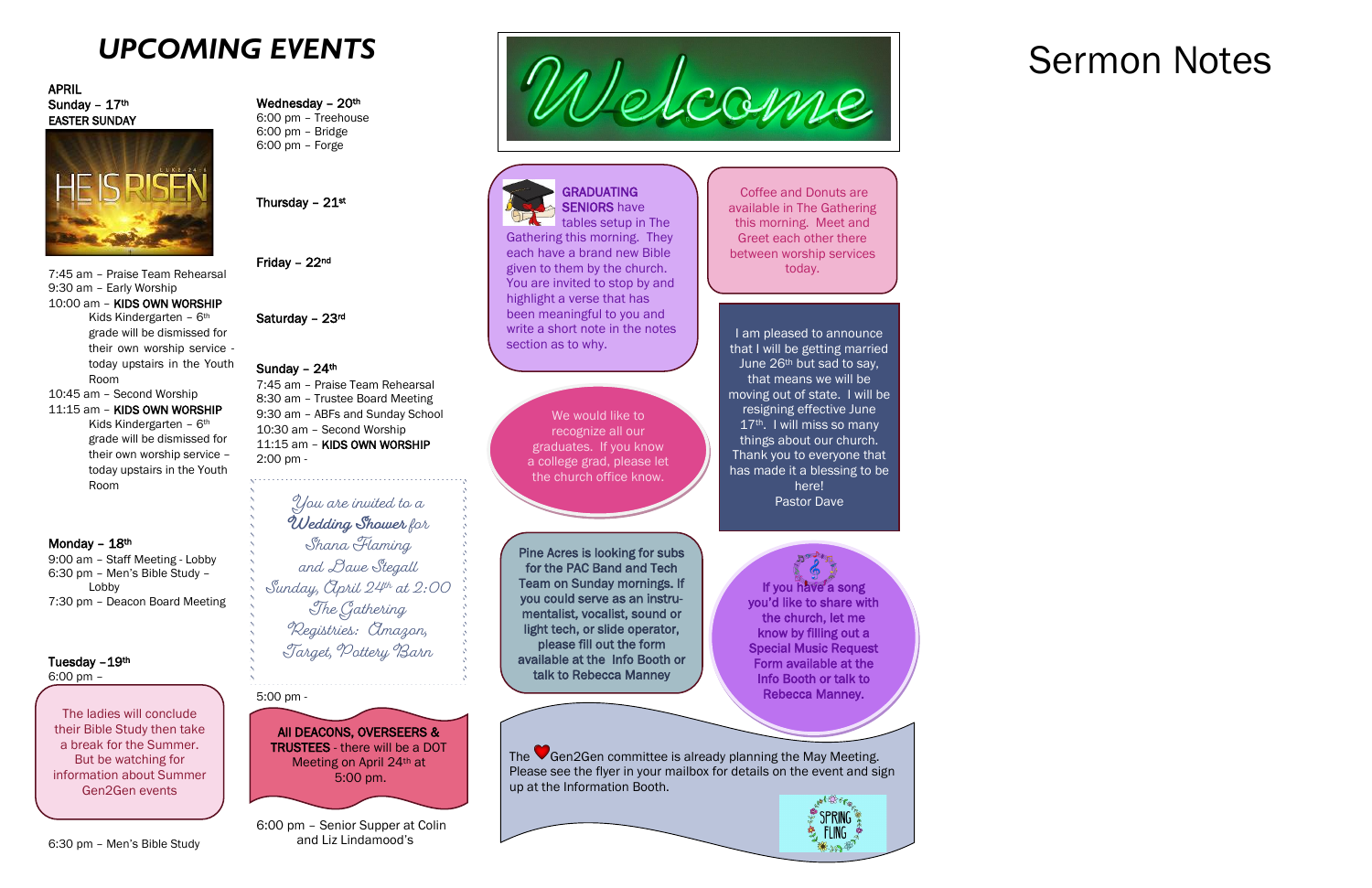# UPCOMING EVENTS

**APRIL**
**Sunday – 17th**
**EASTER SUNDAY**

HE IS RISEN

7:45 am – Praise Team Rehearsal
9:30 am – Early Worship
10:00 am – **KIDS OWN WORSHIP**
Kids Kindergarten – 6th grade will be dismissed for their own worship service - today upstairs in the Youth Room
10:45 am – Second Worship
11:15 am – **KIDS OWN WORSHIP**
Kids Kindergarten – 6th grade will be dismissed for their own worship service – today upstairs in the Youth Room

**Monday – 18th**
9:00 am – Staff Meeting - Lobby
6:30 pm – Men's Bible Study – Lobby
7:30 pm – Deacon Board Meeting

**Tuesday –19th**
6:00 pm –

The ladies will conclude their Bible Study then take a break for the Summer. But be watching for information about Summer Gen2Gen events

6:30 pm – Men's Bible Study

**Wednesday – 20th**
6:00 pm – Treehouse
6:00 pm – Bridge
6:00 pm – Forge

**Thursday – 21st**

**Friday – 22nd**

**Saturday – 23rd**

**Sunday – 24th**
7:45 am – Praise Team Rehearsal
8:30 am – Trustee Board Meeting
9:30 am – ABFs and Sunday School
10:30 am – Second Worship
11:15 am – **KIDS OWN WORSHIP**
2:00 pm -

*You are invited to a Wedding Shower for Shana Flaming and Dave Stegall Sunday, April 24th at 2:00 The Gathering Registries: Amazon, Target, Pottery Barn*

5:00 pm -

**All DEACONS, OVERSEERS & TRUSTEES** - there will be a DOT Meeting on April 24th at 5:00 pm.

6:00 pm – Senior Supper at Colin and Liz Lindamood's

# Welcome

**GRADUATING SENIORS** have tables setup in The Gathering this morning. They each have a brand new Bible given to them by the church. You are invited to stop by and highlight a verse that has been meaningful to you and write a short note in the notes section as to why.

Coffee and Donuts are available in The Gathering this morning. Meet and Greet each other there between worship services today.

We would like to recognize all our graduates. If you know a college grad, please let the church office know.

I am pleased to announce that I will be getting married June 26th but sad to say, that means we will be moving out of state. I will be resigning effective June 17th. I will miss so many things about our church. Thank you to everyone that has made it a blessing to be here!
Pastor Dave

Pine Acres is looking for subs for the PAC Band and Tech Team on Sunday mornings. If you could serve as an instrumentalist, vocalist, sound or light tech, or slide operator, please fill out the form available at the Info Booth or talk to Rebecca Manney

If you have a song you'd like to share with the church, let me know by filling out a Special Music Request Form available at the Info Booth or talk to Rebecca Manney.

The Gen2Gen committee is already planning the May Meeting. Please see the flyer in your mailbox for details on the event and sign up at the Information Booth.

SPRING FLING

# Sermon Notes